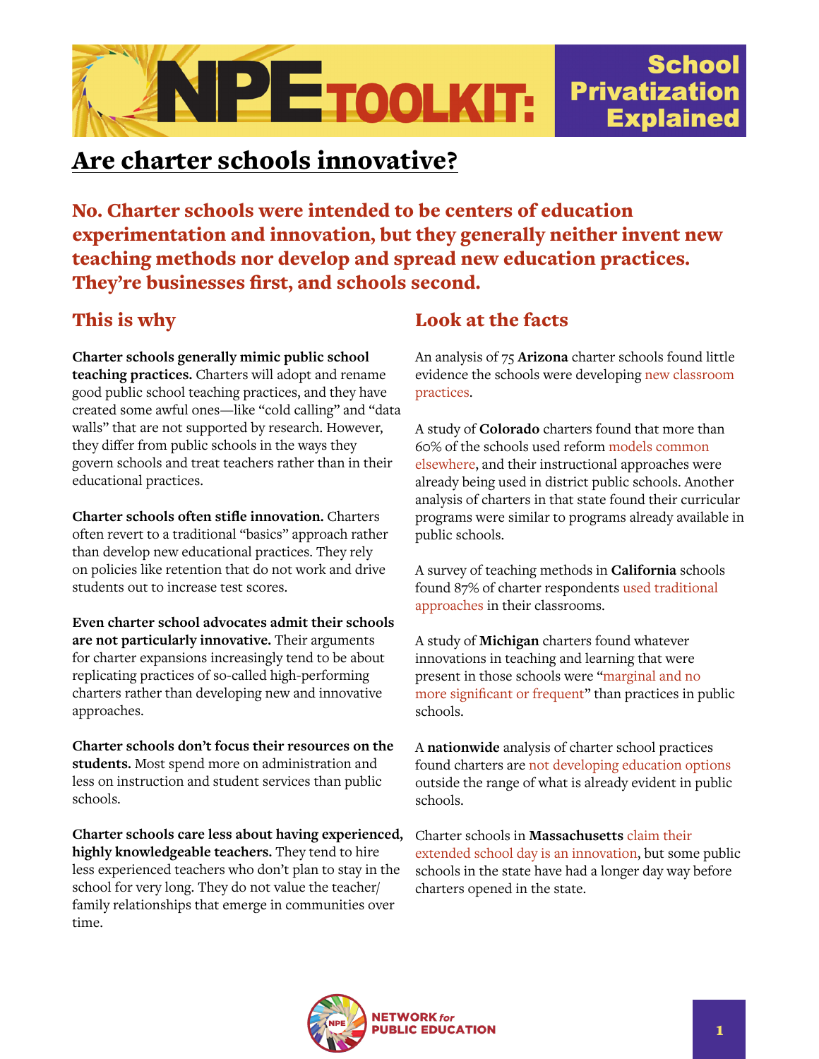# NPE TOOLKIT: School Privatization Explained

## Are charter schools innovative?

**No. Charter schools were intended to be centers of education experimentation and innovation, but they generally neither invent new teaching methods nor develop and spread new education practices. They're businesses first, and schools second.**

### This is why

**Charter schools generally mimic public school teaching practices.** Charters will adopt and rename good public school teaching practices, and they have created some awful ones—like "cold calling" and "data walls" that are not supported by research. However, they differ from public schools in the ways they govern schools and treat teachers rather than in their educational practices.

**Charter schools often stifle innovation.** Charters often revert to a traditional "basics" approach rather than develop new educational practices. They rely on policies like retention that do not work and drive students out to increase test scores.

**Even charter school advocates admit their schools are not particularly innovative.** Their arguments for charter expansions increasingly tend to be about replicating practices of so-called high-performing charters rather than developing new and innovative approaches.

**Charter schools don't focus their resources on the students.** Most spend more on administration and less on instruction and student services than public schools.

**Charter schools care less about having experienced, highly knowledgeable teachers.** They tend to hire less experienced teachers who don't plan to stay in the school for very long. They do not value the teacher/family relationships that emerge in communities over time.

### Look at the facts

An analysis of 75 **Arizona** charter schools found little evidence the schools were developing new classroom practices.

A study of **Colorado** charters found that more than 60% of the schools used reform models common elsewhere, and their instructional approaches were already being used in district public schools. Another analysis of charters in that state found their curricular programs were similar to programs already available in public schools.

A survey of teaching methods in **California** schools found 87% of charter respondents used traditional approaches in their classrooms.

A study of **Michigan** charters found whatever innovations in teaching and learning that were present in those schools were "marginal and no more significant or frequent" than practices in public schools.

A **nationwide** analysis of charter school practices found charters are not developing education options outside the range of what is already evident in public schools.

Charter schools in **Massachusetts** claim their extended school day is an innovation, but some public schools in the state have had a longer day way before charters opened in the state.

NETWORK *for* PUBLIC EDUCATION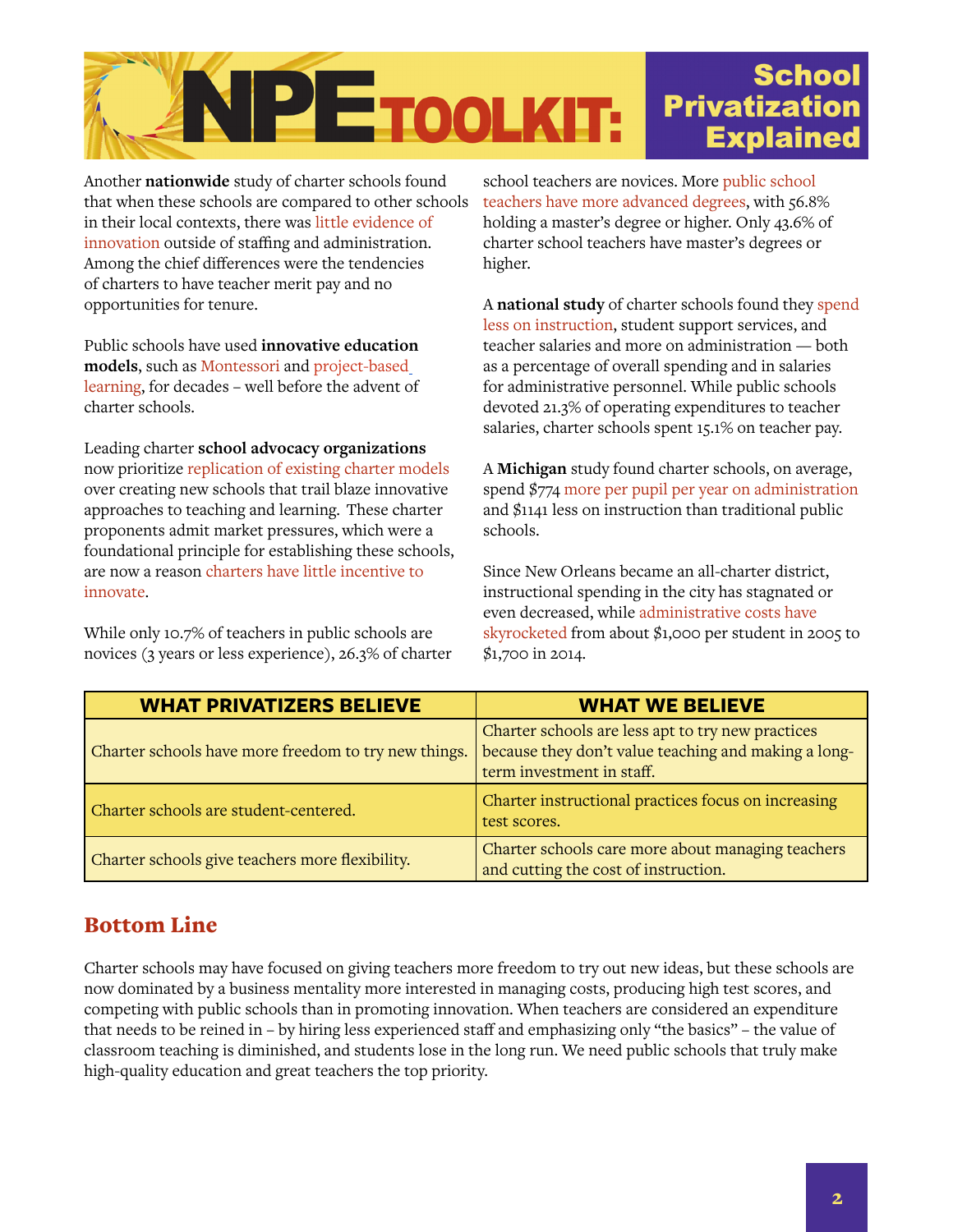Another **nationwide** study of charter schools found that when these schools are compared to other schools in their local contexts, there was little evidence of innovation outside of staffing and administration. Among the chief differences were the tendencies of charters to have teacher merit pay and no opportunities for tenure.

Public schools have used **innovative education models**, such as Montessori and project-based learning, for decades – well before the advent of charter schools.

Leading charter **school advocacy organizations** now prioritize replication of existing charter models over creating new schools that trail blaze innovative approaches to teaching and learning. These charter proponents admit market pressures, which were a foundational principle for establishing these schools, are now a reason charters have little incentive to innovate.

While only 10.7% of teachers in public schools are novices (3 years or less experience), 26.3% of charter school teachers are novices. More public school teachers have more advanced degrees, with 56.8% holding a master's degree or higher. Only 43.6% of charter school teachers have master's degrees or higher.

A **national study** of charter schools found they spend less on instruction, student support services, and teacher salaries and more on administration — both as a percentage of overall spending and in salaries for administrative personnel. While public schools devoted 21.3% of operating expenditures to teacher salaries, charter schools spent 15.1% on teacher pay.

A **Michigan** study found charter schools, on average, spend $774 more per pupil per year on administration and $1141 less on instruction than traditional public schools.

Since New Orleans became an all-charter district, instructional spending in the city has stagnated or even decreased, while administrative costs have skyrocketed from about $1,000 per student in 2005 to $1,700 in 2014.

| WHAT PRIVATIZERS BELIEVE | WHAT WE BELIEVE |
|---|---|
| Charter schools have more freedom to try new things. | Charter schools are less apt to try new practices because they don't value teaching and making a long-term investment in staff. |
| Charter schools are student-centered. | Charter instructional practices focus on increasing test scores. |
| Charter schools give teachers more flexibility. | Charter schools care more about managing teachers and cutting the cost of instruction. |

## Bottom Line

Charter schools may have focused on giving teachers more freedom to try out new ideas, but these schools are now dominated by a business mentality more interested in managing costs, producing high test scores, and competing with public schools than in promoting innovation. When teachers are considered an expenditure that needs to be reined in – by hiring less experienced staff and emphasizing only "the basics" – the value of classroom teaching is diminished, and students lose in the long run. We need public schools that truly make high-quality education and great teachers the top priority.